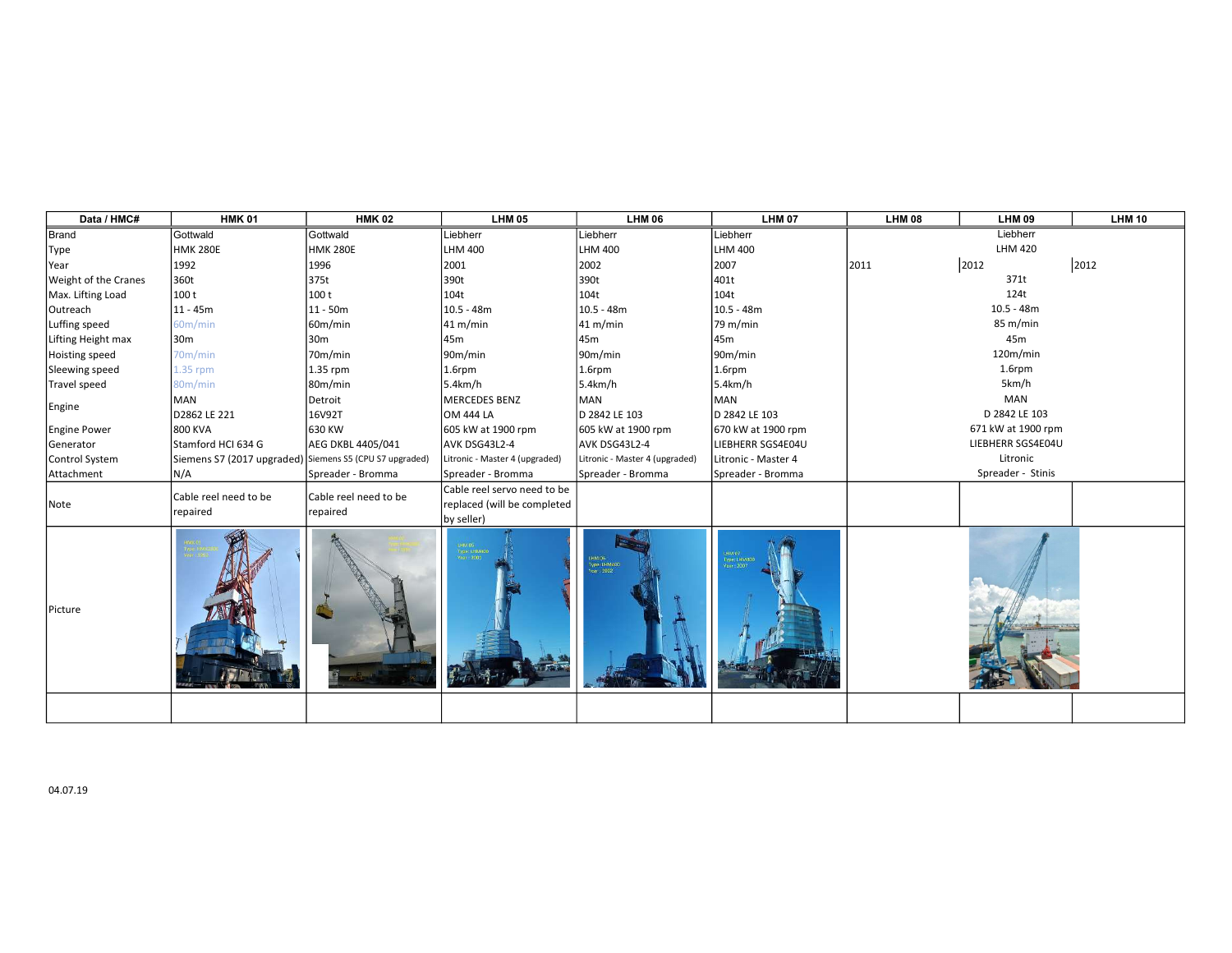| Data / HMC# | HMK 01 | HMK 02 | LHM 05 | LHM 06 | LHM 07 | LHM 08 | LHM 09 | LHM 10 |
|---|---|---|---|---|---|---|---|---|
| Brand | Gottwald | Gottwald | Liebherr | Liebherr | Liebherr | | Liebherr | |
| Type | HMK 280E | HMK 280E | LHM 400 | LHM 400 | LHM 400 | | LHM 420 | |
| Year | 1992 | 1996 | 2001 | 2002 | 2007 | 2011 | 2012 | 2012 |
| Weight of the Cranes | 360t | 375t | 390t | 390t | 401t | | 371t | |
| Max. Lifting Load | 100 t | 100 t | 104t | 104t | 104t | | 124t | |
| Outreach | 11 - 45m | 11 - 50m | 10.5 - 48m | 10.5 - 48m | 10.5 - 48m | | 10.5 - 48m | |
| Luffing speed | 60m/min | 60m/min | 41 m/min | 41 m/min | 79 m/min | | 85 m/min | |
| Lifting Height max | 30m | 30m | 45m | 45m | 45m | | 45m | |
| Hoisting speed | 70m/min | 70m/min | 90m/min | 90m/min | 90m/min | | 120m/min | |
| Sleewing speed | 1.35 rpm | 1.35 rpm | 1.6rpm | 1.6rpm | 1.6rpm | | 1.6rpm | |
| Travel speed | 80m/min | 80m/min | 5.4km/h | 5.4km/h | 5.4km/h | | 5km/h | |
| Engine | MAN D2862 LE 221 | Detroit 16V92T | MERCEDES BENZ OM 444 LA | MAN D 2842 LE 103 | MAN D 2842 LE 103 | | MAN D 2842 LE 103 | |
| Engine Power | 800 KVA | 630 KW | 605 kW at 1900 rpm | 605 kW at 1900 rpm | 670 kW at 1900 rpm | | 671 kW at 1900 rpm | |
| Generator | Stamford HCI 634 G | AEG DKBL 4405/041 | AVK DSG43L2-4 | AVK DSG43L2-4 | LIEBHERR SGS4E04U | | LIEBHERR SGS4E04U | |
| Control System | Siemens S7 (2017 upgraded) | Siemens S5 (CPU S7 upgraded) | Litronic - Master 4 (upgraded) | Litronic - Master 4 (upgraded) | Litronic - Master 4 | | Litronic | |
| Attachment | N/A | Spreader - Bromma | Spreader - Bromma | Spreader - Bromma | Spreader - Bromma | | Spreader - Stinis | |
| Note | Cable reel need to be repaired | Cable reel need to be repaired | Cable reel servo need to be replaced (will be completed by seller) | | | | | |
| Picture | | | | | | | | |
| | | | | | | | | |

04.07.19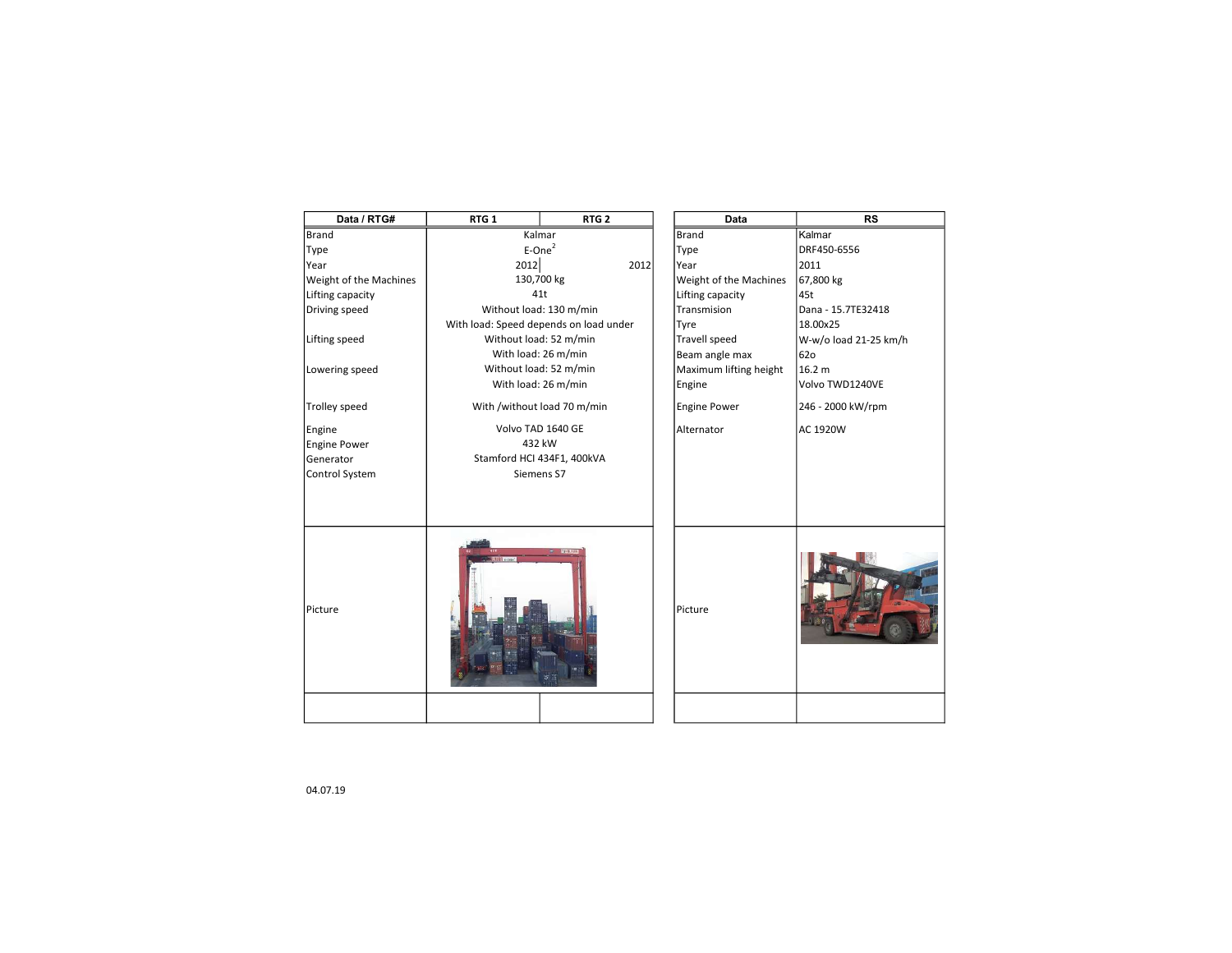| Data / RTG# | RTG 1 | RTG 2 |
|---|---|---|
| Brand | Kalmar | |
| Type | E-One$^2$ | |
| Year | 2012 | 2012 |
| Weight of the Machines | 130,700 kg | |
| Lifting capacity | 41t | |
| Driving speed | Without load: 130 m/min | |
| | With load: Speed depends on load under | |
| Lifting speed | Without load: 52 m/min | |
| | With load: 26 m/min | |
| Lowering speed | Without load: 52 m/min | |
| | With load: 26 m/min | |
| Trolley speed | With /without load 70 m/min | |
| Engine | Volvo TAD 1640 GE | |
| Engine Power | 432 kW | |
| Generator | Stamford HCI 434F1, 400kVA | |
| Control System | Siemens S7 | |
| Picture | | |
| | | |

| Data | RS |
|---|---|
| Brand | Kalmar |
| Type | DRF450-6556 |
| Year | 2011 |
| Weight of the Machines | 67,800 kg |
| Lifting capacity | 45t |
| Transmision | Dana - 15.7TE32418 |
| Tyre | 18.00x25 |
| Travell speed | W-w/o load 21-25 km/h |
| Beam angle max | 62o |
| Maximum lifting height | 16.2 m |
| Engine | Volvo TWD1240VE |
| Engine Power | 246 - 2000 kW/rpm |
| Alternator | AC 1920W |
| Picture | |
| | |

04.07.19